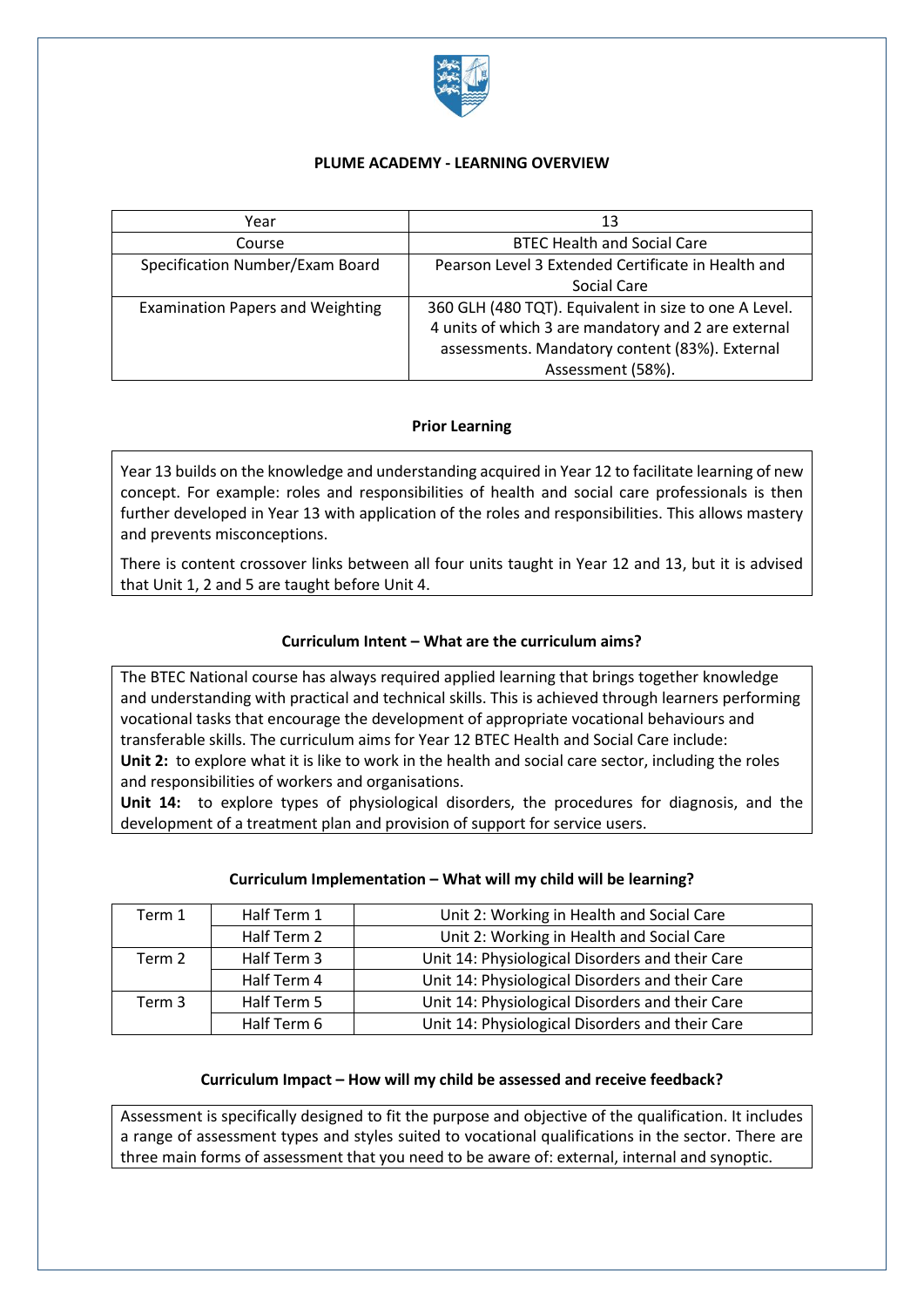# PLUME ACADEMY - LEARNING OVERVIEW

| Year | 13 |
|---|---|
| Course | BTEC Health and Social Care |
| Specification Number/Exam Board | Pearson Level 3 Extended Certificate in Health and Social Care |
| Examination Papers and Weighting | 360 GLH (480 TQT). Equivalent in size to one A Level. 4 units of which 3 are mandatory and 2 are external assessments. Mandatory content (83%). External Assessment (58%). |

## Prior Learning

Year 13 builds on the knowledge and understanding acquired in Year 12 to facilitate learning of new concept. For example: roles and responsibilities of health and social care professionals is then further developed in Year 13 with application of the roles and responsibilities. This allows mastery and prevents misconceptions.

There is content crossover links between all four units taught in Year 12 and 13, but it is advised that Unit 1, 2 and 5 are taught before Unit 4.

## Curriculum Intent – What are the curriculum aims?

The BTEC National course has always required applied learning that brings together knowledge and understanding with practical and technical skills. This is achieved through learners performing vocational tasks that encourage the development of appropriate vocational behaviours and transferable skills. The curriculum aims for Year 12 BTEC Health and Social Care include:

**Unit 2:** to explore what it is like to work in the health and social care sector, including the roles and responsibilities of workers and organisations.

**Unit 14:** to explore types of physiological disorders, the procedures for diagnosis, and the development of a treatment plan and provision of support for service users.

## Curriculum Implementation – What will my child will be learning?

| Term | Half Term | Unit |
|---|---|---|
| Term 1 | Half Term 1 | Unit 2: Working in Health and Social Care |
| | Half Term 2 | Unit 2: Working in Health and Social Care |
| Term 2 | Half Term 3 | Unit 14: Physiological Disorders and their Care |
| | Half Term 4 | Unit 14: Physiological Disorders and their Care |
| Term 3 | Half Term 5 | Unit 14: Physiological Disorders and their Care |
| | Half Term 6 | Unit 14: Physiological Disorders and their Care |

## Curriculum Impact – How will my child be assessed and receive feedback?

Assessment is specifically designed to fit the purpose and objective of the qualification. It includes a range of assessment types and styles suited to vocational qualifications in the sector. There are three main forms of assessment that you need to be aware of: external, internal and synoptic.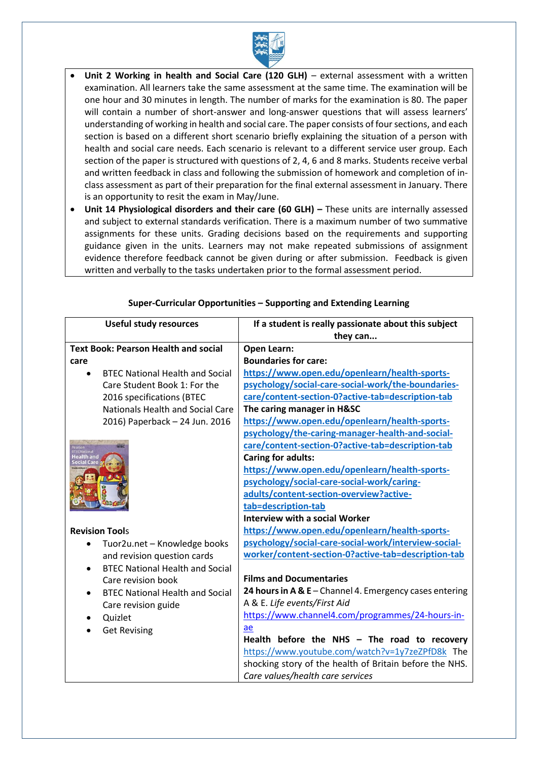- **Unit 2 Working in health and Social Care (120 GLH)** – external assessment with a written examination. All learners take the same assessment at the same time. The examination will be one hour and 30 minutes in length. The number of marks for the examination is 80. The paper will contain a number of short-answer and long-answer questions that will assess learners' understanding of working in health and social care. The paper consists of four sections, and each section is based on a different short scenario briefly explaining the situation of a person with health and social care needs. Each scenario is relevant to a different service user group. Each section of the paper is structured with questions of 2, 4, 6 and 8 marks. Students receive verbal and written feedback in class and following the submission of homework and completion of in-class assessment as part of their preparation for the final external assessment in January. There is an opportunity to resit the exam in May/June.
- **Unit 14 Physiological disorders and their care (60 GLH) –** These units are internally assessed and subject to external standards verification. There is a maximum number of two summative assignments for these units. Grading decisions based on the requirements and supporting guidance given in the units. Learners may not make repeated submissions of assignment evidence therefore feedback cannot be given during or after submission. Feedback is given written and verbally to the tasks undertaken prior to the formal assessment period.

**Super-Curricular Opportunities – Supporting and Extending Learning**

| Useful study resources | If a student is really passionate about this subject they can... |
|---|---|
| **Text Book: Pearson Health and social care**<br>• BTEC National Health and Social Care Student Book 1: For the 2016 specifications (BTEC Nationals Health and Social Care 2016) Paperback – 24 Jun. 2016<br><br>**Revision Tools**<br>• Tuor2u.net – Knowledge books and revision question cards<br>• BTEC National Health and Social Care revision book<br>• BTEC National Health and Social Care revision guide<br>• Quizlet<br>• Get Revising | **Open Learn:**<br>**Boundaries for care:**<br>**https://www.open.edu/openlearn/health-sports-psychology/social-care-social-work/the-boundaries-care/content-section-0?active-tab=description-tab**<br>**The caring manager in H&SC**<br>**https://www.open.edu/openlearn/health-sports-psychology/the-caring-manager-health-and-social-care/content-section-0?active-tab=description-tab**<br>**Caring for adults:**<br>**https://www.open.edu/openlearn/health-sports-psychology/social-care-social-work/caring-adults/content-section-overview?active-tab=description-tab**<br>**Interview with a social Worker**<br>**https://www.open.edu/openlearn/health-sports-psychology/social-care-social-work/interview-social-worker/content-section-0?active-tab=description-tab**<br><br>**Films and Documentaries**<br>**24 hours in A & E** – Channel 4. Emergency cases entering A & E. *Life events/First Aid*<br>https://www.channel4.com/programmes/24-hours-in-ae<br>**Health before the NHS – The road to recovery** https://www.youtube.com/watch?v=1y7zeZPfD8k The shocking story of the health of Britain before the NHS. *Care values/health care services* |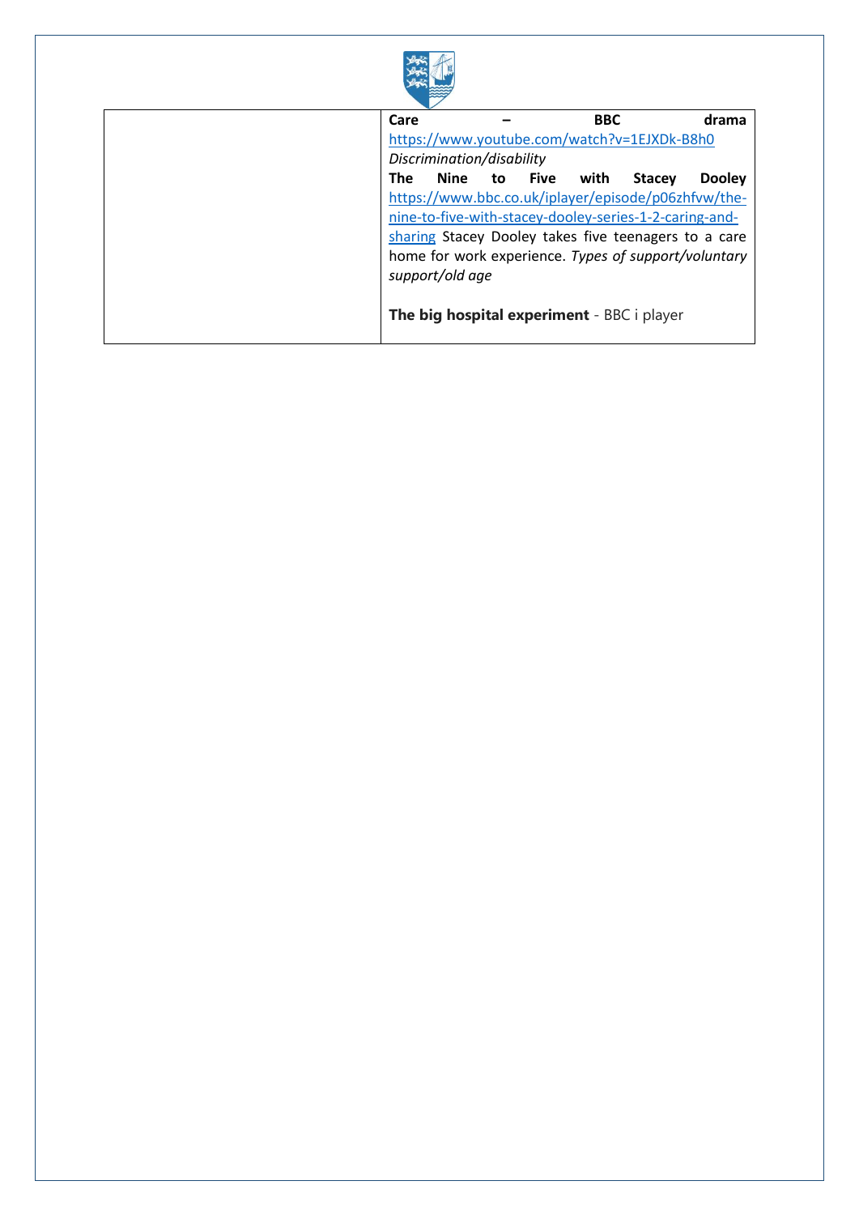| | |
|---|---|
| | **Care – BBC drama** https://www.youtube.com/watch?v=1EJXDk-B8h0 *Discrimination/disability*<br>**The Nine to Five with Stacey Dooley** https://www.bbc.co.uk/iplayer/episode/p06zhfvw/the-nine-to-five-with-stacey-dooley-series-1-2-caring-and-sharing Stacey Dooley takes five teenagers to a care home for work experience. *Types of support/voluntary support/old age*<br><br>**The big hospital experiment** - BBC i player |